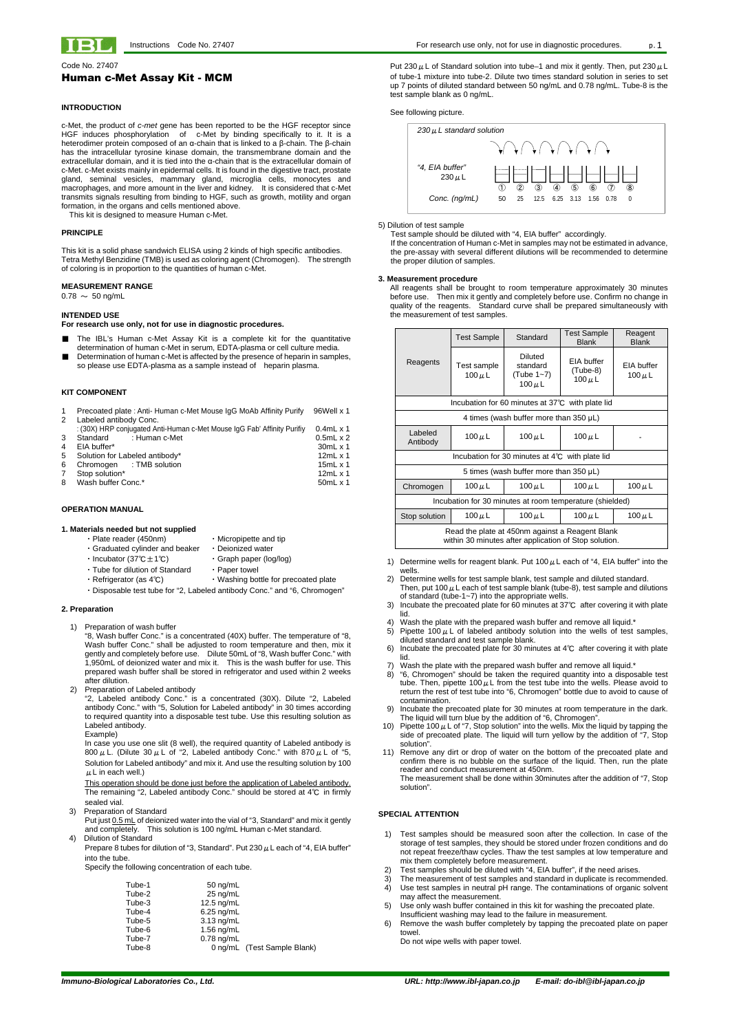Code No. 27407

# Human c-Met Assay Kit - MCM

## INTRODUCTION

c-Met, the product of *c-met* gene has been reported to be the HGF receptor since HGF induces phosphorylation of c-Met by binding specifically to it. It is a heterodimer protein composed of an α-chain that is linked to a β-chain. The β-chain has the intracellular tyrosine kinase domain, the transmembrane domain and the extracellular domain, and it is tied into the α-chain that is the extracellular domain of c-Met. c-Met exists mainly in epidermal cells. It is found in the digestive tract, prostate gland, seminal vesicles, mammary gland, microglia cells, monocytes and macrophages, and more amount in the liver and kidney. It is considered that c-Met transmits signals resulting from binding to HGF, such as growth, motility and organ formation, in the organs and cells mentioned above.

This kit is designed to measure Human c-Met.

## PRINCIPLE

This kit is a solid phase sandwich ELISA using 2 kinds of high specific antibodies. Tetra Methyl Benzidine (TMB) is used as coloring agent (Chromogen). The strength of coloring is in proportion to the quantities of human c-Met.

## MEASUREMENT RANGE

0.78 ～ 50 ng/mL

## INTENDED USE

**For research use only, not for use in diagnostic procedures.**

- The IBL's Human c-Met Assay Kit is a complete kit for the quantitative determination of human c-Met in serum, EDTA-plasma or cell culture media.
- Determination of human c-Met is affected by the presence of heparin in samples, so please use EDTA-plasma as a sample instead of heparin plasma.

## KIT COMPONENT

| | | |
|---|---|---|
| 1 | Precoated plate : Anti- Human c-Met Mouse IgG MoAb Affinity Purify | 96Well x 1 |
| 2 | Labeled antibody Conc. : (30X) HRP conjugated Anti-Human c-Met Mouse IgG Fab' Affinity Purifiy | 0.4mL x 1 |
| 3 | Standard : Human c-Met | 0.5mL x 2 |
| 4 | EIA buffer* | 30mL x 1 |
| 5 | Solution for Labeled antibody* | 12mL x 1 |
| 6 | Chromogen : TMB solution | 15mL x 1 |
| 7 | Stop solution* | 12mL x 1 |
| 8 | Wash buffer Conc.* | 50mL x 1 |

## OPERATION MANUAL

### 1. Materials needed but not supplied

- Plate reader (450nm)
- Micropipette and tip
- Graduated cylinder and beaker
- Deionized water
- Incubator (37℃±1℃)
- Graph paper (log/log)
- Tube for dilution of Standard
- Paper towel
- Refrigerator (as 4℃)
- Washing bottle for precoated plate
- Disposable test tube for "2, Labeled antibody Conc." and "6, Chromogen"

### 2. Preparation

1) Preparation of wash buffer
"8, Wash buffer Conc." is a concentrated (40X) buffer. The temperature of "8, Wash buffer Conc." shall be adjusted to room temperature and then, mix it gently and completely before usage. Dilute 50mL of "8, Wash buffer Conc." with 1,950mL of deionized water and mix it. This is the wash buffer for use. This prepared wash buffer shall be stored in refrigerator and used within 2 weeks after dilution.

2) Preparation of Labeled antibody
"2, Labeled antibody Conc." is a concentrated (30X). Dilute "2, Labeled antibody Conc." with "5, Solution for Labeled antibody" in 30 times according to required quantity into a disposable test tube. Use this resulting solution as Labeled antibody.
Example)
In case you use one slit (8 well), the required quantity of Labeled antibody is 800μL. (Dilute 30μL of "2, Labeled antibody Conc." with 870μL of "5, Solution for Labeled antibody" and mix it. And use the resulting solution by 100μL in each well.)
<u>This operation should be done just before the application of Labeled antibody.</u> The remaining "2, Labeled antibody Conc." should be stored at 4℃ in firmly sealed vial.

3) Preparation of Standard
Put just <u>0.5 mL</u> of deionized water into the vial of "3, Standard" and mix it gently and completely. This solution is 100 ng/mL Human c-Met standard.

4) Dilution of Standard
Prepare 8 tubes for dilution of "3, Standard". Put 230μL each of "4, EIA buffer" into the tube.
Specify the following concentration of each tube.

| | |
|---|---|
| Tube-1 | 50 ng/mL |
| Tube-2 | 25 ng/mL |
| Tube-3 | 12.5 ng/mL |
| Tube-4 | 6.25 ng/mL |
| Tube-5 | 3.13 ng/mL |
| Tube-6 | 1.56 ng/mL |
| Tube-7 | 0.78 ng/mL |
| Tube-8 | 0 ng/mL (Test Sample Blank) |

Put 230μL of Standard solution into tube–1 and mix it gently. Then, put 230μL of tube-1 mixture into tube-2. Dilute two times standard solution in series to set up 7 points of diluted standard between 50 ng/mL and 0.78 ng/mL. Tube-8 is the test sample blank as 0 ng/mL.

See following picture.

230μL standard solution

"4, EIA buffer" 230μL

| Tube | ① | ② | ③ | ④ | ⑤ | ⑥ | ⑦ | ⑧ |
|---|---|---|---|---|---|---|---|---|
| Conc. (ng/mL) | 50 | 25 | 12.5 | 6.25 | 3.13 | 1.56 | 0.78 | 0 |

5) Dilution of test sample
Test sample should be diluted with "4, EIA buffer" accordingly.
If the concentration of Human c-Met in samples may not be estimated in advance, the pre-assay with several different dilutions will be recommended to determine the proper dilution of samples.

### 3. Measurement procedure

All reagents shall be brought to room temperature approximately 30 minutes before use. Then mix it gently and completely before use. Confirm no change in quality of the reagents. Standard curve shall be prepared simultaneously with the measurement of test samples.

| | Test Sample | Standard | Test Sample Blank | Reagent Blank |
|---|---|---|---|---|
| Reagents | Test sample 100μL | Diluted standard (Tube 1~7) 100μL | EIA buffer (Tube-8) 100μL | EIA buffer 100μL |
| Incubation for 60 minutes at 37℃ with plate lid | | | | |
| 4 times (wash buffer more than 350 μL) | | | | |
| Labeled Antibody | 100μL | 100μL | 100μL | - |
| Incubation for 30 minutes at 4℃ with plate lid | | | | |
| 5 times (wash buffer more than 350 μL) | | | | |
| Chromogen | 100μL | 100μL | 100μL | 100μL |
| Incubation for 30 minutes at room temperature (shielded) | | | | |
| Stop solution | 100μL | 100μL | 100μL | 100μL |
| Read the plate at 450nm against a Reagent Blank within 30 minutes after application of Stop solution. | | | | |

1) Determine wells for reagent blank. Put 100μL each of "4, EIA buffer" into the wells.
2) Determine wells for test sample blank, test sample and diluted standard. Then, put 100μL each of test sample blank (tube-8), test sample and dilutions of standard (tube-1~7) into the appropriate wells.
3) Incubate the precoated plate for 60 minutes at 37℃ after covering it with plate lid.
4) Wash the plate with the prepared wash buffer and remove all liquid.*
5) Pipette 100μL of labeled antibody solution into the wells of test samples, diluted standard and test sample blank.
6) Incubate the precoated plate for 30 minutes at 4℃ after covering it with plate lid.
7) Wash the plate with the prepared wash buffer and remove all liquid.*
8) "6, Chromogen" should be taken the required quantity into a disposable test tube. Then, pipette 100μL from the test tube into the wells. Please avoid to return the rest of test tube into "6, Chromogen" bottle due to avoid to cause of contamination.
9) Incubate the precoated plate for 30 minutes at room temperature in the dark. The liquid will turn blue by the addition of "6, Chromogen".
10) Pipette 100μL of "7, Stop solution" into the wells. Mix the liquid by tapping the side of precoated plate. The liquid will turn yellow by the addition of "7, Stop solution".
11) Remove any dirt or drop of water on the bottom of the precoated plate and confirm there is no bubble on the surface of the liquid. Then, run the plate reader and conduct measurement at 450nm.
The measurement shall be done within 30minutes after the addition of "7, Stop solution".

## SPECIAL ATTENTION

1) Test samples should be measured soon after the collection. In case of the storage of test samples, they should be stored under frozen conditions and do not repeat freeze/thaw cycles. Thaw the test samples at low temperature and mix them completely before measurement.
2) Test samples should be diluted with "4, EIA buffer", if the need arises.
3) The measurement of test samples and standard in duplicate is recommended.
4) Use test samples in neutral pH range. The contaminations of organic solvent may affect the measurement.
5) Use only wash buffer contained in this kit for washing the precoated plate. Insufficient washing may lead to the failure in measurement.
6) Remove the wash buffer completely by tapping the precoated plate on paper towel.
Do not wipe wells with paper towel.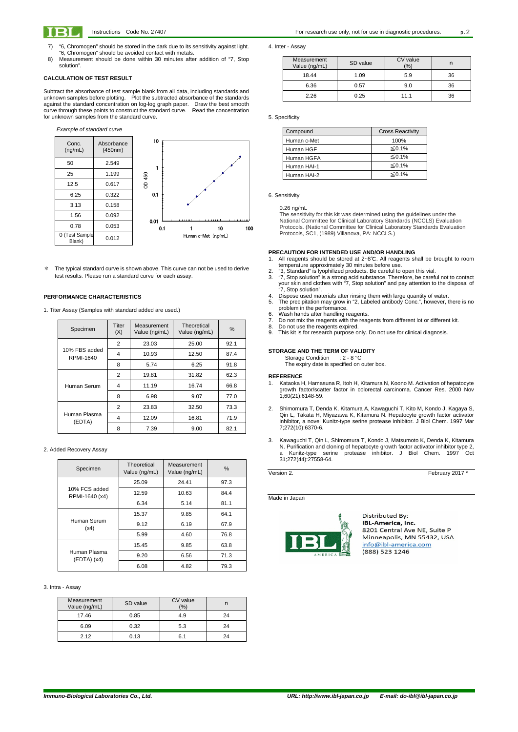7) "6, Chromogen" should be stored in the dark due to its sensitivity against light. "6, Chromogen" should be avoided contact with metals.
8) Measurement should be done within 30 minutes after addition of "7, Stop solution".

### CALCULATION OF TEST RESULT

Subtract the absorbance of test sample blank from all data, including standards and unknown samples before plotting. Plot the subtracted absorbance of the standards against the standard concentration on log-log graph paper. Draw the best smooth curve through these points to construct the standard curve. Read the concentration for unknown samples from the standard curve.

*Example of standard curve*

| Conc. (ng/mL) | Absorbance (450nm) |
|---|---|
| 50 | 2.549 |
| 25 | 1.199 |
| 12.5 | 0.617 |
| 6.25 | 0.322 |
| 3.13 | 0.158 |
| 1.56 | 0.092 |
| 0.78 | 0.053 |
| 0 (Test Sample Blank) | 0.012 |

OD 450
10
1
0.1
0.01
0.1
1
10
100
Human c-Met (ng/mL)

＊ The typical standard curve is shown above. This curve can not be used to derive test results. Please run a standard curve for each assay.

### PERFORMANCE CHARACTERISTICS

1. Titer Assay (Samples with standard added are used.)

| Specimen | Titer (X) | Measurement Value (ng/mL) | Theoretical Value (ng/mL) | % |
|---|---|---|---|---|
| 10% FBS added RPMI-1640 | 2 | 23.03 | 25.00 | 92.1 |
| | 4 | 10.93 | 12.50 | 87.4 |
| | 8 | 5.74 | 6.25 | 91.8 |
| Human Serum | 2 | 19.81 | 31.82 | 62.3 |
| | 4 | 11.19 | 16.74 | 66.8 |
| | 8 | 6.98 | 9.07 | 77.0 |
| Human Plasma (EDTA) | 2 | 23.83 | 32.50 | 73.3 |
| | 4 | 12.09 | 16.81 | 71.9 |
| | 8 | 7.39 | 9.00 | 82.1 |

2. Added Recovery Assay

| Specimen | Theoretical Value (ng/mL) | Measurement Value (ng/mL) | % |
|---|---|---|---|
| 10% FCS added RPMI-1640 (x4) | 25.09 | 24.41 | 97.3 |
| | 12.59 | 10.63 | 84.4 |
| | 6.34 | 5.14 | 81.1 |
| Human Serum (x4) | 15.37 | 9.85 | 64.1 |
| | 9.12 | 6.19 | 67.9 |
| | 5.99 | 4.60 | 76.8 |
| Human Plasma (EDTA) (x4) | 15.45 | 9.85 | 63.8 |
| | 9.20 | 6.56 | 71.3 |
| | 6.08 | 4.82 | 79.3 |

3. Intra - Assay

| Measurement Value (ng/mL) | SD value | CV value (%) | n |
|---|---|---|---|
| 17.46 | 0.85 | 4.9 | 24 |
| 6.09 | 0.32 | 5.3 | 24 |
| 2.12 | 0.13 | 6.1 | 24 |

4. Inter - Assay

| Measurement Value (ng/mL) | SD value | CV value (%) | n |
|---|---|---|---|
| 18.44 | 1.09 | 5.9 | 36 |
| 6.36 | 0.57 | 9.0 | 36 |
| 2.26 | 0.25 | 11.1 | 36 |

5. Specificity

| Compound | Cross Reactivity |
|---|---|
| Human c-Met | 100% |
| Human HGF | ≦0.1% |
| Human HGFA | ≦0.1% |
| Human HAI-1 | ≦0.1% |
| Human HAI-2 | ≦0.1% |

6. Sensitivity

0.26 ng/mL
The sensitivity for this kit was determined using the guidelines under the National Committee for Clinical Laboratory Standards (NCCLS) Evaluation Protocols. (National Committee for Clinical Laboratory Standards Evaluation Protocols, SC1, (1989) Villanova, PA: NCCLS.)

### PRECAUTION FOR INTENDED USE AND/OR HANDLING

1. All reagents should be stored at 2~8℃. All reagents shall be brought to room temperature approximately 30 minutes before use.
2. "3, Standard" is lyophilized products. Be careful to open this vial.
3. "7, Stop solution" is a strong acid substance. Therefore, be careful not to contact your skin and clothes with "7, Stop solution" and pay attention to the disposal of "7, Stop solution".
4. Dispose used materials after rinsing them with large quantity of water.
5. The precipitation may grow in "2, Labeled antibody Conc.", however, there is no problem in the performance.
6. Wash hands after handling reagents.
7. Do not mix the reagents with the reagents from different lot or different kit.
8. Do not use the reagents expired.
9. This kit is for research purpose only. Do not use for clinical diagnosis.

### STORAGE AND THE TERM OF VALIDITY

Storage Condition : 2 - 8 °C
The expiry date is specified on outer box.

### REFERENCE

1. Kataoka H, Hamasuna R, Itoh H, Kitamura N, Koono M. Activation of hepatocyte growth factor/scatter factor in colorectal carcinoma. Cancer Res. 2000 Nov 1;60(21):6148-59.
2. Shimomura T, Denda K, Kitamura A, Kawaguchi T, Kito M, Kondo J, Kagaya S, Qin L, Takata H, Miyazawa K, Kitamura N. Hepatocyte growth factor activator inhibitor, a novel Kunitz-type serine protease inhibitor. J Biol Chem. 1997 Mar 7;272(10):6370-6.
3. Kawaguchi T, Qin L, Shimomura T, Kondo J, Matsumoto K, Denda K, Kitamura N. Purification and cloning of hepatocyte growth factor activator inhibitor type 2, a Kunitz-type serine protease inhibitor. J Biol Chem. 1997 Oct 31;272(44):27558-64.

Version 2. February 2017 *

Made in Japan

Distributed By:
**IBL-America, Inc.**
8201 Central Ave NE, Suite P
Minneapolis, MN 55432, USA
info@ibl-america.com
(888) 523 1246